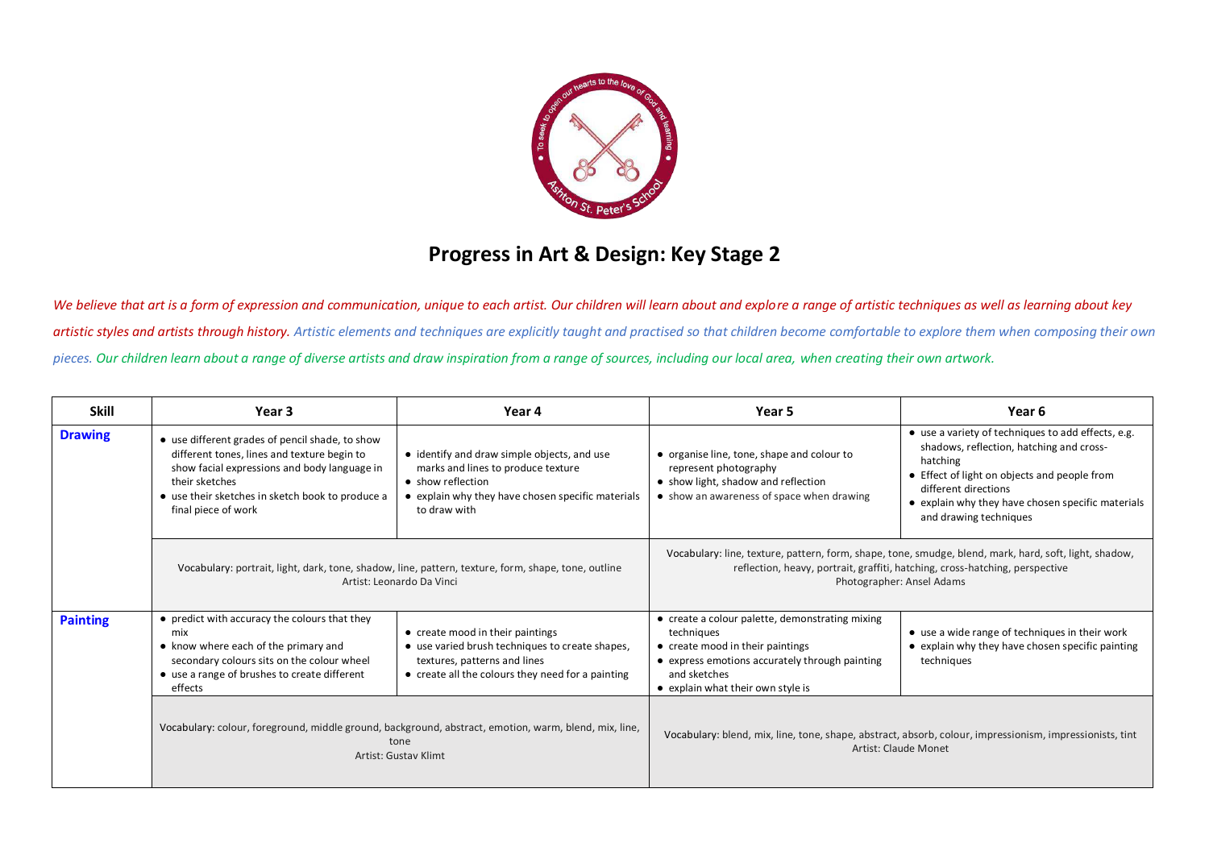# Progress in Art & Design: Key Stage 2

*We believe that art is a form of expression and communication, unique to each artist. Our children will learn about and explore a range of artistic techniques as well as learning about key artistic styles and artists through history. Artistic elements and techniques are explicitly taught and practised so that children become comfortable to explore them when composing their own pieces. Our children learn about a range of diverse artists and draw inspiration from a range of sources, including our local area, when creating their own artwork.*

| Skill | Year 3 | Year 4 | Year 5 | Year 6 |
|---|---|---|---|---|
| **Drawing** | • use different grades of pencil shade, to show different tones, lines and texture begin to show facial expressions and body language in their sketches<br>• use their sketches in sketch book to produce a final piece of work | • identify and draw simple objects, and use marks and lines to produce texture<br>• show reflection<br>• explain why they have chosen specific materials to draw with | • organise line, tone, shape and colour to represent photography<br>• show light, shadow and reflection<br>• show an awareness of space when drawing | • use a variety of techniques to add effects, e.g. shadows, reflection, hatching and cross-hatching<br>• Effect of light on objects and people from different directions<br>• explain why they have chosen specific materials and drawing techniques |
| | Vocabulary: portrait, light, dark, tone, shadow, line, pattern, texture, form, shape, tone, outline<br>Artist: Leonardo Da Vinci | | Vocabulary: line, texture, pattern, form, shape, tone, smudge, blend, mark, hard, soft, light, shadow, reflection, heavy, portrait, graffiti, hatching, cross-hatching, perspective<br>Photographer: Ansel Adams | |
| **Painting** | • predict with accuracy the colours that they mix<br>• know where each of the primary and secondary colours sits on the colour wheel<br>• use a range of brushes to create different effects | • create mood in their paintings<br>• use varied brush techniques to create shapes, textures, patterns and lines<br>• create all the colours they need for a painting | • create a colour palette, demonstrating mixing techniques<br>• create mood in their paintings<br>• express emotions accurately through painting and sketches<br>• explain what their own style is | • use a wide range of techniques in their work<br>• explain why they have chosen specific painting techniques |
| | Vocabulary: colour, foreground, middle ground, background, abstract, emotion, warm, blend, mix, line, tone<br>Artist: Gustav Klimt | | Vocabulary: blend, mix, line, tone, shape, abstract, absorb, colour, impressionism, impressionists, tint<br>Artist: Claude Monet | |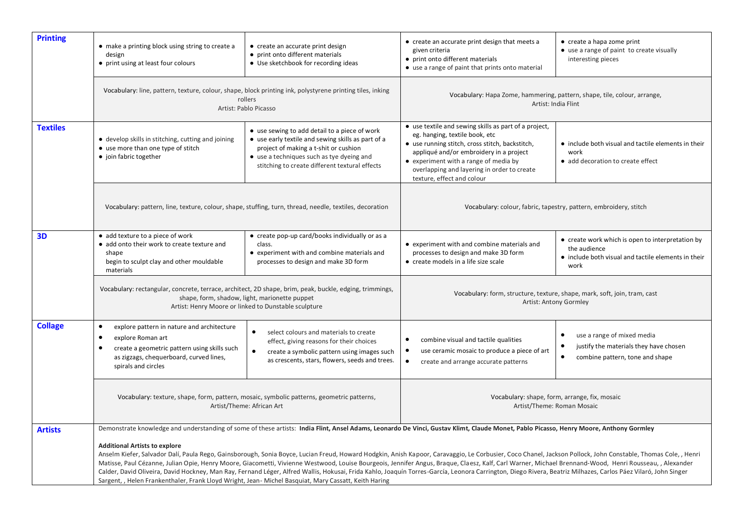| | | | | |
|---|---|---|---|---|
| **Printing** | • make a printing block using string to create a design<br>• print using at least four colours | • create an accurate print design<br>• print onto different materials<br>• Use sketchbook for recording ideas | • create an accurate print design that meets a given criteria<br>• print onto different materials<br>• use a range of paint that prints onto material | • create a hapa zome print<br>• use a range of paint to create visually interesting pieces |
| | Vocabulary: line, pattern, texture, colour, shape, block printing ink, polystyrene printing tiles, inking rollers<br>Artist: Pablo Picasso | | Vocabulary: Hapa Zome, hammering, pattern, shape, tile, colour, arrange,<br>Artist: India Flint | |
| **Textiles** | • develop skills in stitching, cutting and joining<br>• use more than one type of stitch<br>• join fabric together | • use sewing to add detail to a piece of work<br>• use early textile and sewing skills as part of a project of making a t-shit or cushion<br>• use a techniques such as tye dyeing and stitching to create different textural effects | • use textile and sewing skills as part of a project, eg. hanging, textile book, etc<br>• use running stitch, cross stitch, backstitch, appliqué and/or embroidery in a project<br>• experiment with a range of media by overlapping and layering in order to create texture, effect and colour | • include both visual and tactile elements in their work<br>• add decoration to create effect |
| | Vocabulary: pattern, line, texture, colour, shape, stuffing, turn, thread, needle, textiles, decoration | | Vocabulary: colour, fabric, tapestry, pattern, embroidery, stitch | |
| **3D** | • add texture to a piece of work<br>• add onto their work to create texture and shape<br>begin to sculpt clay and other mouldable materials | • create pop-up card/books individually or as a class.<br>• experiment with and combine materials and processes to design and make 3D form | • experiment with and combine materials and processes to design and make 3D form<br>• create models in a life size scale | • create work which is open to interpretation by the audience<br>• include both visual and tactile elements in their work |
| | Vocabulary: rectangular, concrete, terrace, architect, 2D shape, brim, peak, buckle, edging, trimmings, shape, form, shadow, light, marionette puppet<br>Artist: Henry Moore or linked to Dunstable sculpture | | Vocabulary: form, structure, texture, shape, mark, soft, join, tram, cast<br>Artist: Antony Gormley | |
| **Collage** | • explore pattern in nature and architecture<br>• explore Roman art<br>• create a geometric pattern using skills such as zigzags, chequerboard, curved lines, spirals and circles | • select colours and materials to create effect, giving reasons for their choices<br>• create a symbolic pattern using images such as crescents, stars, flowers, seeds and trees. | • combine visual and tactile qualities<br>• use ceramic mosaic to produce a piece of art<br>• create and arrange accurate patterns | • use a range of mixed media<br>• justify the materials they have chosen<br>• combine pattern, tone and shape |
| | Vocabulary: texture, shape, form, pattern, mosaic, symbolic patterns, geometric patterns,<br>Artist/Theme: African Art | | Vocabulary: shape, form, arrange, fix, mosaic<br>Artist/Theme: Roman Mosaic | |
| **Artists** | Demonstrate knowledge and understanding of some of these artists: **India Flint, Ansel Adams, Leonardo De Vinci, Gustav Klimt, Claude Monet, Pablo Picasso, Henry Moore, Anthony Gormley**<br><br>**Additional Artists to explore**<br>Anselm Kiefer, Salvador Dalí, Paula Rego, Gainsborough, Sonia Boyce, Lucian Freud, Howard Hodgkin, Anish Kapoor, Caravaggio, Le Corbusier, Coco Chanel, Jackson Pollock, John Constable, Thomas Cole, , Henri Matisse, Paul Cézanne, Julian Opie, Henry Moore, Giacometti, Vivienne Westwood, Louise Bourgeois, Jennifer Angus, Braque, Claesz, Kalf, Carl Warner, Michael Brennand-Wood, Henri Rousseau, , Alexander Calder, David Oliveira, David Hockney, Man Ray, Fernand Léger, Alfred Wallis, Hokusai, Frida Kahlo, Joaquín Torres-García, Leonora Carrington, Diego Rivera, Beatriz Milhazes, Carlos Páez Vilaró, John Singer Sargent, , Helen Frankenthaler, Frank Lloyd Wright, Jean- Michel Basquiat, Mary Cassatt, Keith Haring | | | |